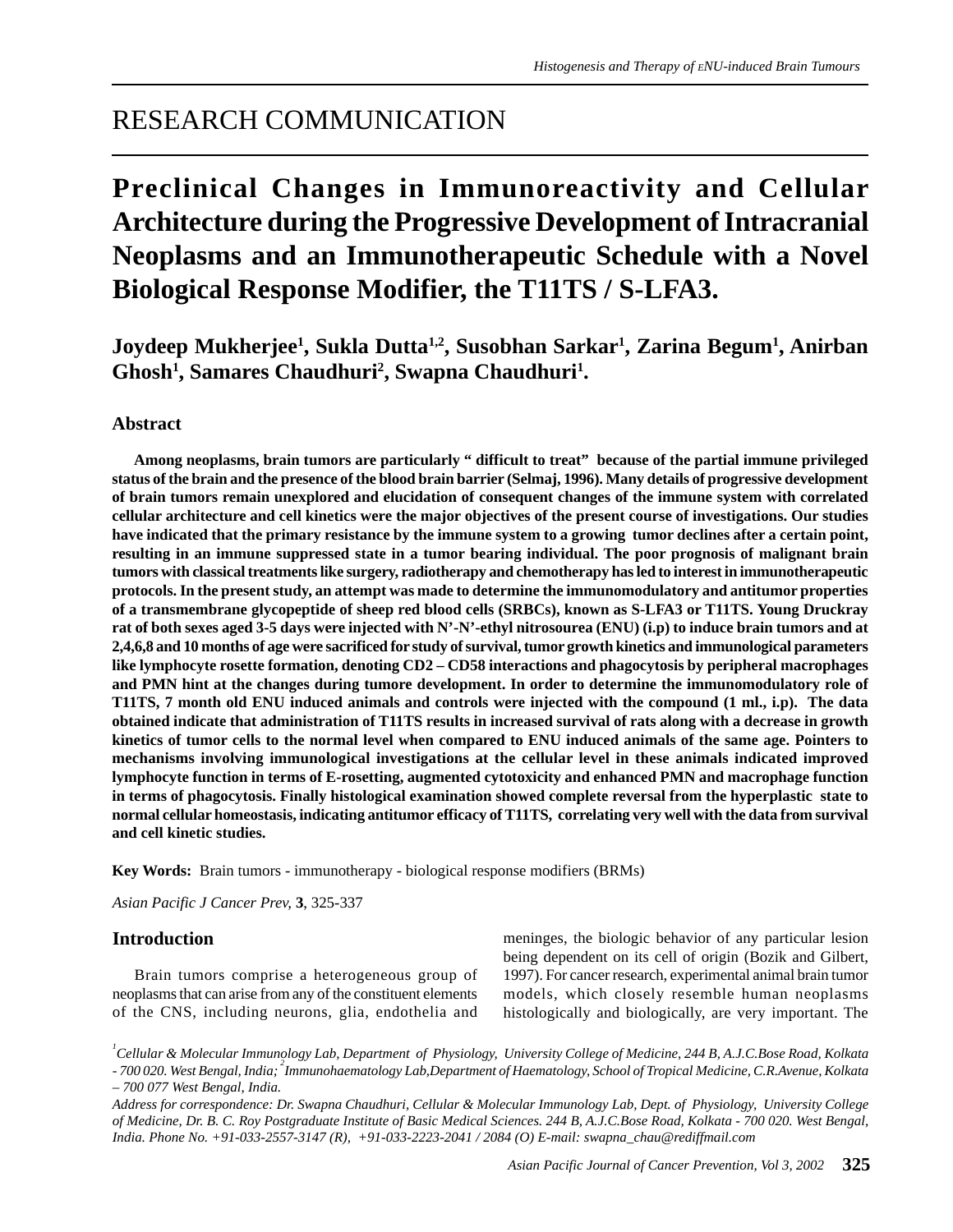# RESEARCH COMMUNICATION

# Preclinical Changes in Immunoreactivity and Cellular Architecture during the Progressive Development of Intracranial Neoplasms and an Immunotherapeutic Schedule with a Novel Biological Response Modifier, the T11TS / S-LFA3.

**Joydeep Mukherjee[1], Sukla Dutta[1,2], Susobhan Sarkar[1], Zarina Begum[1], Anirban Ghosh[1], Samares Chaudhuri[2], Swapna Chaudhuri[1].**

## Abstract

**Among neoplasms, brain tumors are particularly " difficult to treat" because of the partial immune privileged status of the brain and the presence of the blood brain barrier (Selmaj, 1996). Many details of progressive development of brain tumors remain unexplored and elucidation of consequent changes of the immune system with correlated cellular architecture and cell kinetics were the major objectives of the present course of investigations. Our studies have indicated that the primary resistance by the immune system to a growing tumor declines after a certain point, resulting in an immune suppressed state in a tumor bearing individual. The poor prognosis of malignant brain tumors with classical treatments like surgery, radiotherapy and chemotherapy has led to interest in immunotherapeutic protocols. In the present study, an attempt was made to determine the immunomodulatory and antitumor properties of a transmembrane glycopeptide of sheep red blood cells (SRBCs), known as S-LFA3 or T11TS. Young Druckray rat of both sexes aged 3-5 days were injected with N'-N'-ethyl nitrosourea (ENU) (i.p) to induce brain tumors and at 2,4,6,8 and 10 months of age were sacrificed for study of survival, tumor growth kinetics and immunological parameters like lymphocyte rosette formation, denoting CD2 – CD58 interactions and phagocytosis by peripheral macrophages and PMN hint at the changes during tumore development. In order to determine the immunomodulatory role of T11TS, 7 month old ENU induced animals and controls were injected with the compound (1 ml., i.p). The data obtained indicate that administration of T11TS results in increased survival of rats along with a decrease in growth kinetics of tumor cells to the normal level when compared to ENU induced animals of the same age. Pointers to mechanisms involving immunological investigations at the cellular level in these animals indicated improved lymphocyte function in terms of E-rosetting, augmented cytotoxicity and enhanced PMN and macrophage function in terms of phagocytosis. Finally histological examination showed complete reversal from the hyperplastic state to normal cellular homeostasis, indicating antitumor efficacy of T11TS, correlating very well with the data from survival and cell kinetic studies.**

**Key Words:** Brain tumors - immunotherapy - biological response modifiers (BRMs)

*Asian Pacific J Cancer Prev*, **3**, 325-337

## Introduction

Brain tumors comprise a heterogeneous group of neoplasms that can arise from any of the constituent elements of the CNS, including neurons, glia, endothelia and meninges, the biologic behavior of any particular lesion being dependent on its cell of origin (Bozik and Gilbert, 1997). For cancer research, experimental animal brain tumor models, which closely resemble human neoplasms histologically and biologically, are very important. The

*[1]Cellular & Molecular Immunology Lab, Department of Physiology, University College of Medicine, 244 B, A.J.C.Bose Road, Kolkata - 700 020. West Bengal, India; [2]Immunohaematology Lab,Department of Haematology, School of Tropical Medicine, C.R.Avenue, Kolkata – 700 077 West Bengal, India.*

*Address for correspondence: Dr. Swapna Chaudhuri, Cellular & Molecular Immunology Lab, Dept. of Physiology, University College of Medicine, Dr. B. C. Roy Postgraduate Institute of Basic Medical Sciences. 244 B, A.J.C.Bose Road, Kolkata - 700 020. West Bengal, India. Phone No. +91-033-2557-3147 (R), +91-033-2223-2041 / 2084 (O) E-mail: swapna_chau@rediffmail.com*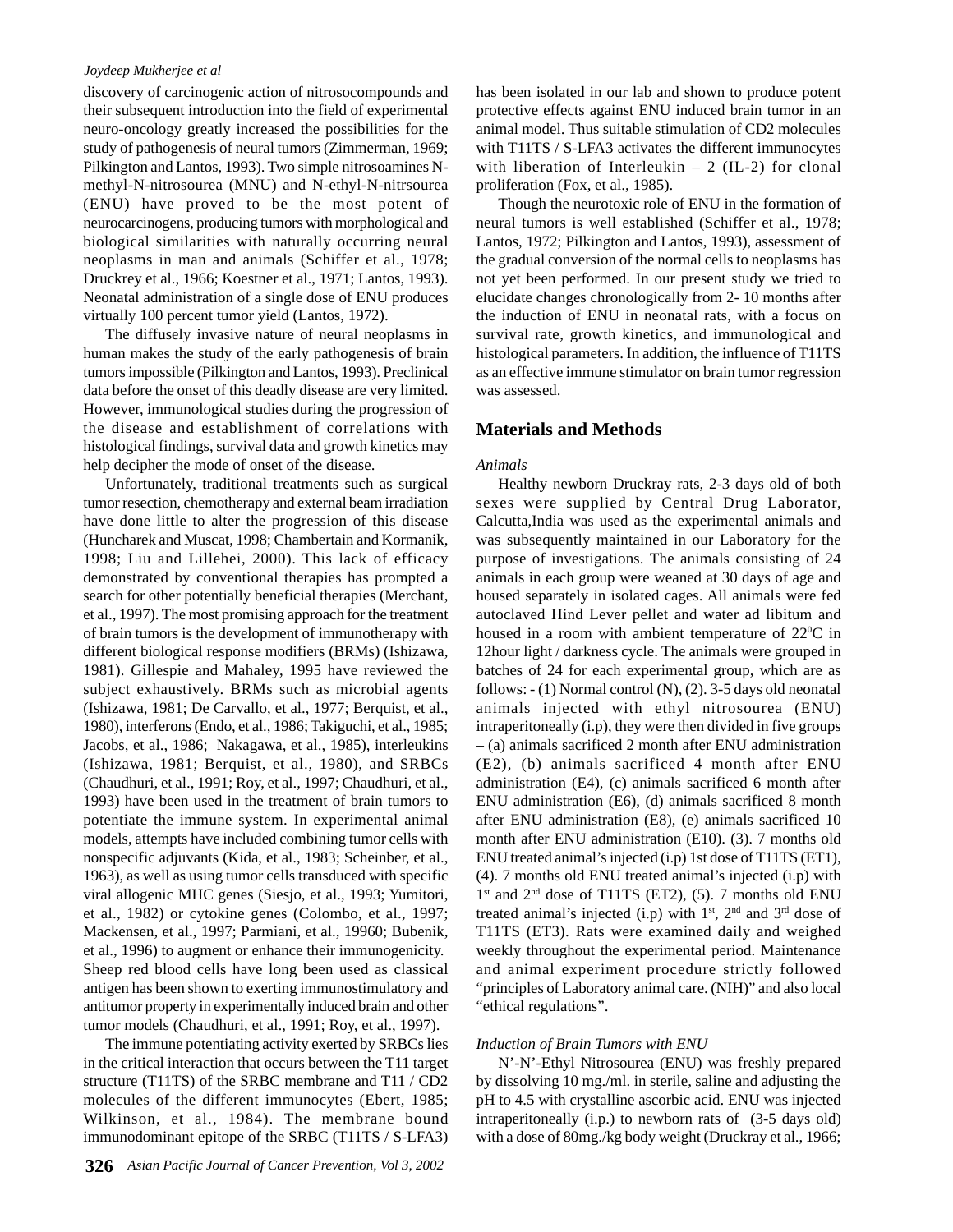discovery of carcinogenic action of nitrosocompounds and their subsequent introduction into the field of experimental neuro-oncology greatly increased the possibilities for the study of pathogenesis of neural tumors (Zimmerman, 1969; Pilkington and Lantos, 1993). Two simple nitrosoamines N-methyl-N-nitrosourea (MNU) and N-ethyl-N-nitrsourea (ENU) have proved to be the most potent of neurocarcinogens, producing tumors with morphological and biological similarities with naturally occurring neural neoplasms in man and animals (Schiffer et al., 1978; Druckrey et al., 1966; Koestner et al., 1971; Lantos, 1993). Neonatal administration of a single dose of ENU produces virtually 100 percent tumor yield (Lantos, 1972).

The diffusely invasive nature of neural neoplasms in human makes the study of the early pathogenesis of brain tumors impossible (Pilkington and Lantos, 1993). Preclinical data before the onset of this deadly disease are very limited. However, immunological studies during the progression of the disease and establishment of correlations with histological findings, survival data and growth kinetics may help decipher the mode of onset of the disease.

Unfortunately, traditional treatments such as surgical tumor resection, chemotherapy and external beam irradiation have done little to alter the progression of this disease (Huncharek and Muscat, 1998; Chambertain and Kormanik, 1998; Liu and Lillehei, 2000). This lack of efficacy demonstrated by conventional therapies has prompted a search for other potentially beneficial therapies (Merchant, et al., 1997). The most promising approach for the treatment of brain tumors is the development of immunotherapy with different biological response modifiers (BRMs) (Ishizawa, 1981). Gillespie and Mahaley, 1995 have reviewed the subject exhaustively. BRMs such as microbial agents (Ishizawa, 1981; De Carvallo, et al., 1977; Berquist, et al., 1980), interferons (Endo, et al., 1986; Takiguchi, et al., 1985; Jacobs, et al., 1986; Nakagawa, et al., 1985), interleukins (Ishizawa, 1981; Berquist, et al., 1980), and SRBCs (Chaudhuri, et al., 1991; Roy, et al., 1997; Chaudhuri, et al., 1993) have been used in the treatment of brain tumors to potentiate the immune system. In experimental animal models, attempts have included combining tumor cells with nonspecific adjuvants (Kida, et al., 1983; Scheinber, et al., 1963), as well as using tumor cells transduced with specific viral allogenic MHC genes (Siesjo, et al., 1993; Yumitori, et al., 1982) or cytokine genes (Colombo, et al., 1997; Mackensen, et al., 1997; Parmiani, et al., 19960; Bubenik, et al., 1996) to augment or enhance their immunogenicity. Sheep red blood cells have long been used as classical antigen has been shown to exerting immunostimulatory and antitumor property in experimentally induced brain and other tumor models (Chaudhuri, et al., 1991; Roy, et al., 1997).

The immune potentiating activity exerted by SRBCs lies in the critical interaction that occurs between the T11 target structure (T11TS) of the SRBC membrane and T11 / CD2 molecules of the different immunocytes (Ebert, 1985; Wilkinson, et al., 1984). The membrane bound immunodominant epitope of the SRBC (T11TS / S-LFA3) has been isolated in our lab and shown to produce potent protective effects against ENU induced brain tumor in an animal model. Thus suitable stimulation of CD2 molecules with T11TS / S-LFA3 activates the different immunocytes with liberation of Interleukin – 2 (IL-2) for clonal proliferation (Fox, et al., 1985).

Though the neurotoxic role of ENU in the formation of neural tumors is well established (Schiffer et al., 1978; Lantos, 1972; Pilkington and Lantos, 1993), assessment of the gradual conversion of the normal cells to neoplasms has not yet been performed. In our present study we tried to elucidate changes chronologically from 2- 10 months after the induction of ENU in neonatal rats, with a focus on survival rate, growth kinetics, and immunological and histological parameters. In addition, the influence of T11TS as an effective immune stimulator on brain tumor regression was assessed.

## Materials and Methods

### *Animals*

Healthy newborn Druckray rats, 2-3 days old of both sexes were supplied by Central Drug Laborator, Calcutta,India was used as the experimental animals and was subsequently maintained in our Laboratory for the purpose of investigations. The animals consisting of 24 animals in each group were weaned at 30 days of age and housed separately in isolated cages. All animals were fed autoclaved Hind Lever pellet and water ad libitum and housed in a room with ambient temperature of $22^0$C in 12hour light / darkness cycle. The animals were grouped in batches of 24 for each experimental group, which are as follows: - (1) Normal control (N), (2). 3-5 days old neonatal animals injected with ethyl nitrosourea (ENU) intraperitoneally (i.p), they were then divided in five groups – (a) animals sacrificed 2 month after ENU administration (E2), (b) animals sacrificed 4 month after ENU administration (E4), (c) animals sacrificed 6 month after ENU administration (E6), (d) animals sacrificed 8 month after ENU administration (E8), (e) animals sacrificed 10 month after ENU administration (E10). (3). 7 months old ENU treated animal's injected (i.p) 1st dose of T11TS (ET1), (4). 7 months old ENU treated animal's injected (i.p) with 1st and 2nd dose of T11TS (ET2), (5). 7 months old ENU treated animal's injected (i.p) with 1st, 2nd and 3rd dose of T11TS (ET3). Rats were examined daily and weighed weekly throughout the experimental period. Maintenance and animal experiment procedure strictly followed "principles of Laboratory animal care. (NIH)" and also local "ethical regulations".

### *Induction of Brain Tumors with ENU*

N'-N'-Ethyl Nitrosourea (ENU) was freshly prepared by dissolving 10 mg./ml. in sterile, saline and adjusting the pH to 4.5 with crystalline ascorbic acid. ENU was injected intraperitoneally (i.p.) to newborn rats of (3-5 days old) with a dose of 80mg./kg body weight (Druckray et al., 1966;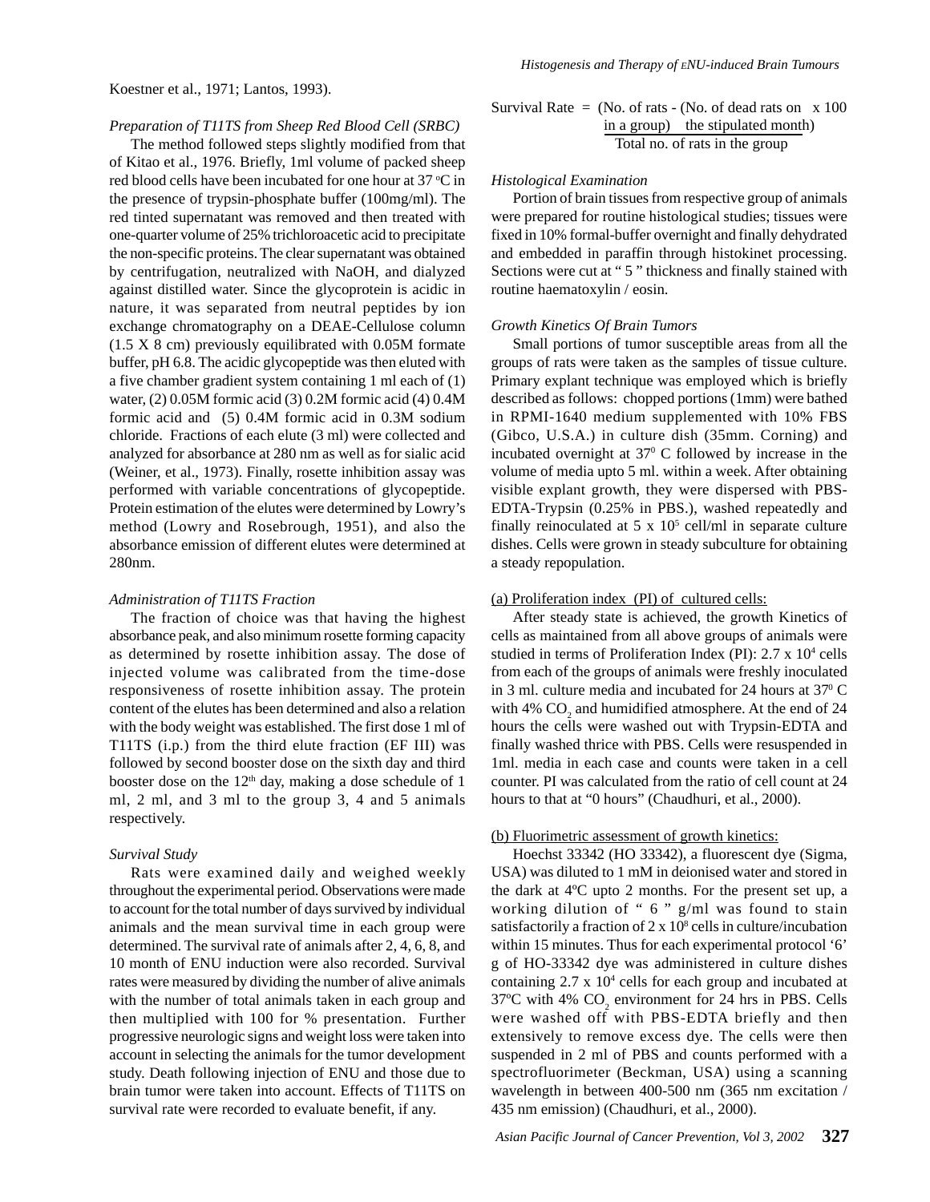Koestner et al., 1971; Lantos, 1993).

*Preparation of T11TS from Sheep Red Blood Cell (SRBC)*

The method followed steps slightly modified from that of Kitao et al., 1976. Briefly, 1ml volume of packed sheep red blood cells have been incubated for one hour at 37 ºC in the presence of trypsin-phosphate buffer (100mg/ml). The red tinted supernatant was removed and then treated with one-quarter volume of 25% trichloroacetic acid to precipitate the non-specific proteins. The clear supernatant was obtained by centrifugation, neutralized with NaOH, and dialyzed against distilled water. Since the glycoprotein is acidic in nature, it was separated from neutral peptides by ion exchange chromatography on a DEAE-Cellulose column (1.5 X 8 cm) previously equilibrated with 0.05M formate buffer, pH 6.8. The acidic glycopeptide was then eluted with a five chamber gradient system containing 1 ml each of (1) water, (2) 0.05M formic acid (3) 0.2M formic acid (4) 0.4M formic acid and (5) 0.4M formic acid in 0.3M sodium chloride. Fractions of each elute (3 ml) were collected and analyzed for absorbance at 280 nm as well as for sialic acid (Weiner, et al., 1973). Finally, rosette inhibition assay was performed with variable concentrations of glycopeptide. Protein estimation of the elutes were determined by Lowry's method (Lowry and Rosebrough, 1951), and also the absorbance emission of different elutes were determined at 280nm.

*Administration of T11TS Fraction*

The fraction of choice was that having the highest absorbance peak, and also minimum rosette forming capacity as determined by rosette inhibition assay. The dose of injected volume was calibrated from the time-dose responsiveness of rosette inhibition assay. The protein content of the elutes has been determined and also a relation with the body weight was established. The first dose 1 ml of T11TS (i.p.) from the third elute fraction (EF III) was followed by second booster dose on the sixth day and third booster dose on the 12th day, making a dose schedule of 1 ml, 2 ml, and 3 ml to the group 3, 4 and 5 animals respectively.

*Survival Study*

Rats were examined daily and weighed weekly throughout the experimental period. Observations were made to account for the total number of days survived by individual animals and the mean survival time in each group were determined. The survival rate of animals after 2, 4, 6, 8, and 10 month of ENU induction were also recorded. Survival rates were measured by dividing the number of alive animals with the number of total animals taken in each group and then multiplied with 100 for % presentation. Further progressive neurologic signs and weight loss were taken into account in selecting the animals for the tumor development study. Death following injection of ENU and those due to brain tumor were taken into account. Effects of T11TS on survival rate were recorded to evaluate benefit, if any.

$$\text{Survival Rate} = \frac{\text{No. of rats} - (\text{No. of dead rats on in a group) the stipulated month})}{\text{Total no. of rats in the group}} \times 100$$

*Histological Examination*

Portion of brain tissues from respective group of animals were prepared for routine histological studies; tissues were fixed in 10% formal-buffer overnight and finally dehydrated and embedded in paraffin through histokinet processing. Sections were cut at " 5 " thickness and finally stained with routine haematoxylin / eosin.

*Growth Kinetics Of Brain Tumors*

Small portions of tumor susceptible areas from all the groups of rats were taken as the samples of tissue culture. Primary explant technique was employed which is briefly described as follows: chopped portions (1mm) were bathed in RPMI-1640 medium supplemented with 10% FBS (Gibco, U.S.A.) in culture dish (35mm. Corning) and incubated overnight at $37^0$ C followed by increase in the volume of media upto 5 ml. within a week. After obtaining visible explant growth, they were dispersed with PBS-EDTA-Trypsin (0.25% in PBS.), washed repeatedly and finally reinoculated at $5 \times 10^5$ cell/ml in separate culture dishes. Cells were grown in steady subculture for obtaining a steady repopulation.

(a) Proliferation index (PI) of cultured cells:

After steady state is achieved, the growth Kinetics of cells as maintained from all above groups of animals were studied in terms of Proliferation Index (PI): $2.7 \times 10^4$ cells from each of the groups of animals were freshly inoculated in 3 ml. culture media and incubated for 24 hours at $37^0$ C with 4% $CO_2$ and humidified atmosphere. At the end of 24 hours the cells were washed out with Trypsin-EDTA and finally washed thrice with PBS. Cells were resuspended in 1ml. media in each case and counts were taken in a cell counter. PI was calculated from the ratio of cell count at 24 hours to that at "0 hours" (Chaudhuri, et al., 2000).

(b) Fluorimetric assessment of growth kinetics:

Hoechst 33342 (HO 33342), a fluorescent dye (Sigma, USA) was diluted to 1 mM in deionised water and stored in the dark at 4ºC upto 2 months. For the present set up, a working dilution of " 6 " g/ml was found to stain satisfactorily a fraction of $2 \times 10^8$ cells in culture/incubation within 15 minutes. Thus for each experimental protocol '6' g of HO-33342 dye was administered in culture dishes containing $2.7 \times 10^4$ cells for each group and incubated at 37ºC with 4% $CO_2$ environment for 24 hrs in PBS. Cells were washed off with PBS-EDTA briefly and then extensively to remove excess dye. The cells were then suspended in 2 ml of PBS and counts performed with a spectrofluorimeter (Beckman, USA) using a scanning wavelength in between 400-500 nm (365 nm excitation / 435 nm emission) (Chaudhuri, et al., 2000).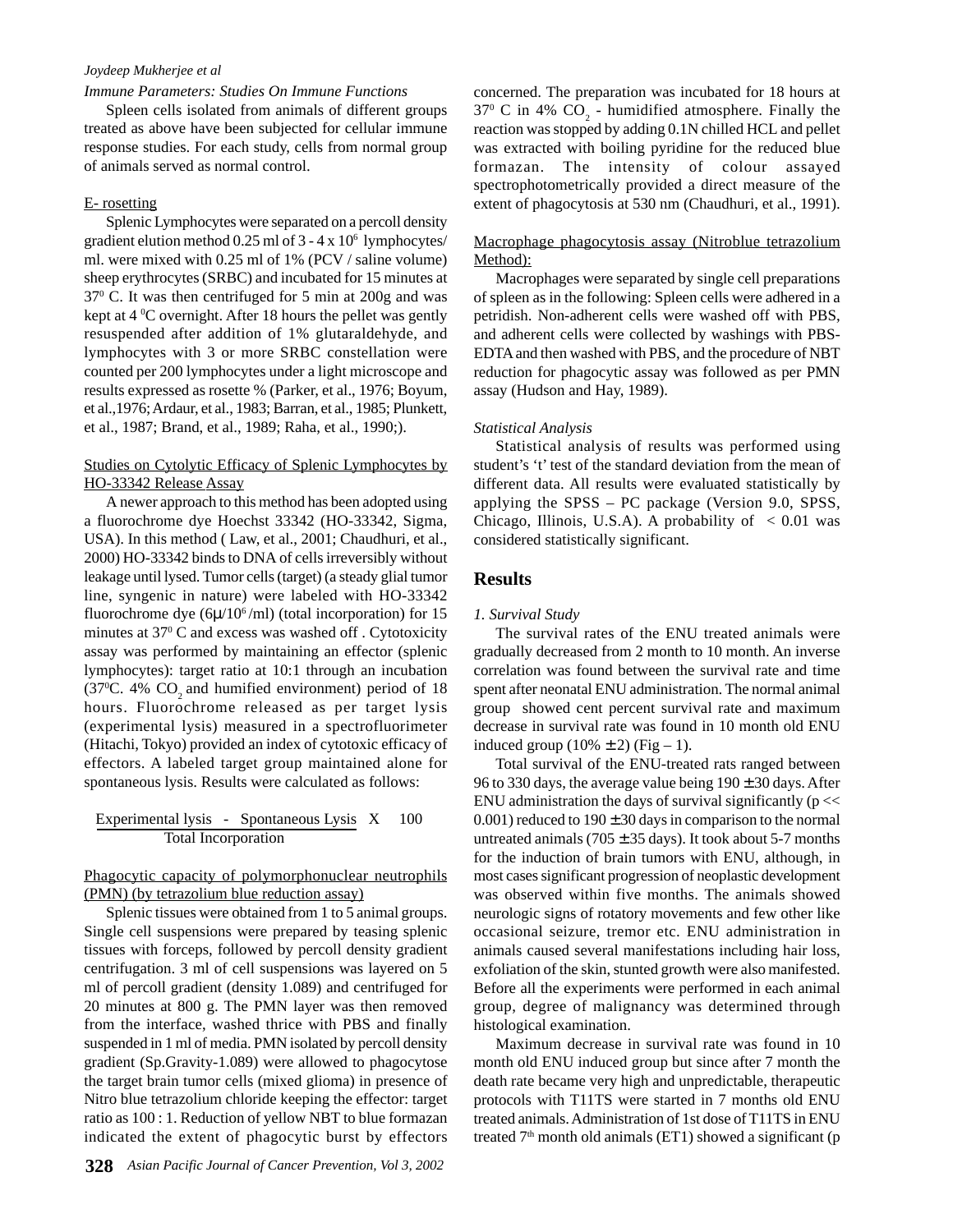*Immune Parameters: Studies On Immune Functions*

Spleen cells isolated from animals of different groups treated as above have been subjected for cellular immune response studies. For each study, cells from normal group of animals served as normal control.

E- rosetting

Splenic Lymphocytes were separated on a percoll density gradient elution method 0.25 ml of 3 - 4 x $10^6$ lymphocytes/ ml. were mixed with 0.25 ml of 1% (PCV / saline volume) sheep erythrocytes (SRBC) and incubated for 15 minutes at $37^0$ C. It was then centrifuged for 5 min at 200g and was kept at 4 $^0$C overnight. After 18 hours the pellet was gently resuspended after addition of 1% glutaraldehyde, and lymphocytes with 3 or more SRBC constellation were counted per 200 lymphocytes under a light microscope and results expressed as rosette % (Parker, et al., 1976; Boyum, et al.,1976; Ardaur, et al., 1983; Barran, et al., 1985; Plunkett, et al., 1987; Brand, et al., 1989; Raha, et al., 1990;).

Studies on Cytolytic Efficacy of Splenic Lymphocytes by HO-33342 Release Assay

A newer approach to this method has been adopted using a fluorochrome dye Hoechst 33342 (HO-33342, Sigma, USA). In this method ( Law, et al., 2001; Chaudhuri, et al., 2000) HO-33342 binds to DNA of cells irreversibly without leakage until lysed. Tumor cells (target) (a steady glial tumor line, syngenic in nature) were labeled with HO-33342 fluorochrome dye (6μ/$10^6$/ml) (total incorporation) for 15 minutes at $37^0$ C and excess was washed off . Cytotoxicity assay was performed by maintaining an effector (splenic lymphocytes): target ratio at 10:1 through an incubation ($37^0$C. 4% $CO_2$ and humified environment) period of 18 hours. Fluorochrome released as per target lysis (experimental lysis) measured in a spectrofluorimeter (Hitachi, Tokyo) provided an index of cytotoxic efficacy of effectors. A labeled target group maintained alone for spontaneous lysis. Results were calculated as follows:

$$\frac{\text{Experimental lysis} - \text{Spontaneous Lysis}}{\text{Total Incorporation}} \times 100$$

Phagocytic capacity of polymorphonuclear neutrophils (PMN) (by tetrazolium blue reduction assay)

Splenic tissues were obtained from 1 to 5 animal groups. Single cell suspensions were prepared by teasing splenic tissues with forceps, followed by percoll density gradient centrifugation. 3 ml of cell suspensions was layered on 5 ml of percoll gradient (density 1.089) and centrifuged for 20 minutes at 800 g. The PMN layer was then removed from the interface, washed thrice with PBS and finally suspended in 1 ml of media. PMN isolated by percoll density gradient (Sp.Gravity-1.089) were allowed to phagocytose the target brain tumor cells (mixed glioma) in presence of Nitro blue tetrazolium chloride keeping the effector: target ratio as 100 : 1. Reduction of yellow NBT to blue formazan indicated the extent of phagocytic burst by effectors concerned. The preparation was incubated for 18 hours at $37^0$ C in 4% $CO_2$ - humidified atmosphere. Finally the reaction was stopped by adding 0.1N chilled HCL and pellet was extracted with boiling pyridine for the reduced blue formazan. The intensity of colour assayed spectrophotometrically provided a direct measure of the extent of phagocytosis at 530 nm (Chaudhuri, et al., 1991).

Macrophage phagocytosis assay (Nitroblue tetrazolium Method):

Macrophages were separated by single cell preparations of spleen as in the following: Spleen cells were adhered in a petridish. Non-adherent cells were washed off with PBS, and adherent cells were collected by washings with PBS-EDTA and then washed with PBS, and the procedure of NBT reduction for phagocytic assay was followed as per PMN assay (Hudson and Hay, 1989).

*Statistical Analysis*

Statistical analysis of results was performed using student's 't' test of the standard deviation from the mean of different data. All results were evaluated statistically by applying the SPSS – PC package (Version 9.0, SPSS, Chicago, Illinois, U.S.A). A probability of $< 0.01$ was considered statistically significant.

## Results

*1. Survival Study*

The survival rates of the ENU treated animals were gradually decreased from 2 month to 10 month. An inverse correlation was found between the survival rate and time spent after neonatal ENU administration. The normal animal group showed cent percent survival rate and maximum decrease in survival rate was found in 10 month old ENU induced group (10% ± 2) (Fig – 1).

Total survival of the ENU-treated rats ranged between 96 to 330 days, the average value being 190 ± 30 days. After ENU administration the days of survival significantly ($p << 0.001$) reduced to 190 ± 30 days in comparison to the normal untreated animals (705 ± 35 days). It took about 5-7 months for the induction of brain tumors with ENU, although, in most cases significant progression of neoplastic development was observed within five months. The animals showed neurologic signs of rotatory movements and few other like occasional seizure, tremor etc. ENU administration in animals caused several manifestations including hair loss, exfoliation of the skin, stunted growth were also manifested. Before all the experiments were performed in each animal group, degree of malignancy was determined through histological examination.

Maximum decrease in survival rate was found in 10 month old ENU induced group but since after 7 month the death rate became very high and unpredictable, therapeutic protocols with T11TS were started in 7 months old ENU treated animals. Administration of 1st dose of T11TS in ENU treated $7^{th}$ month old animals (ET1) showed a significant (p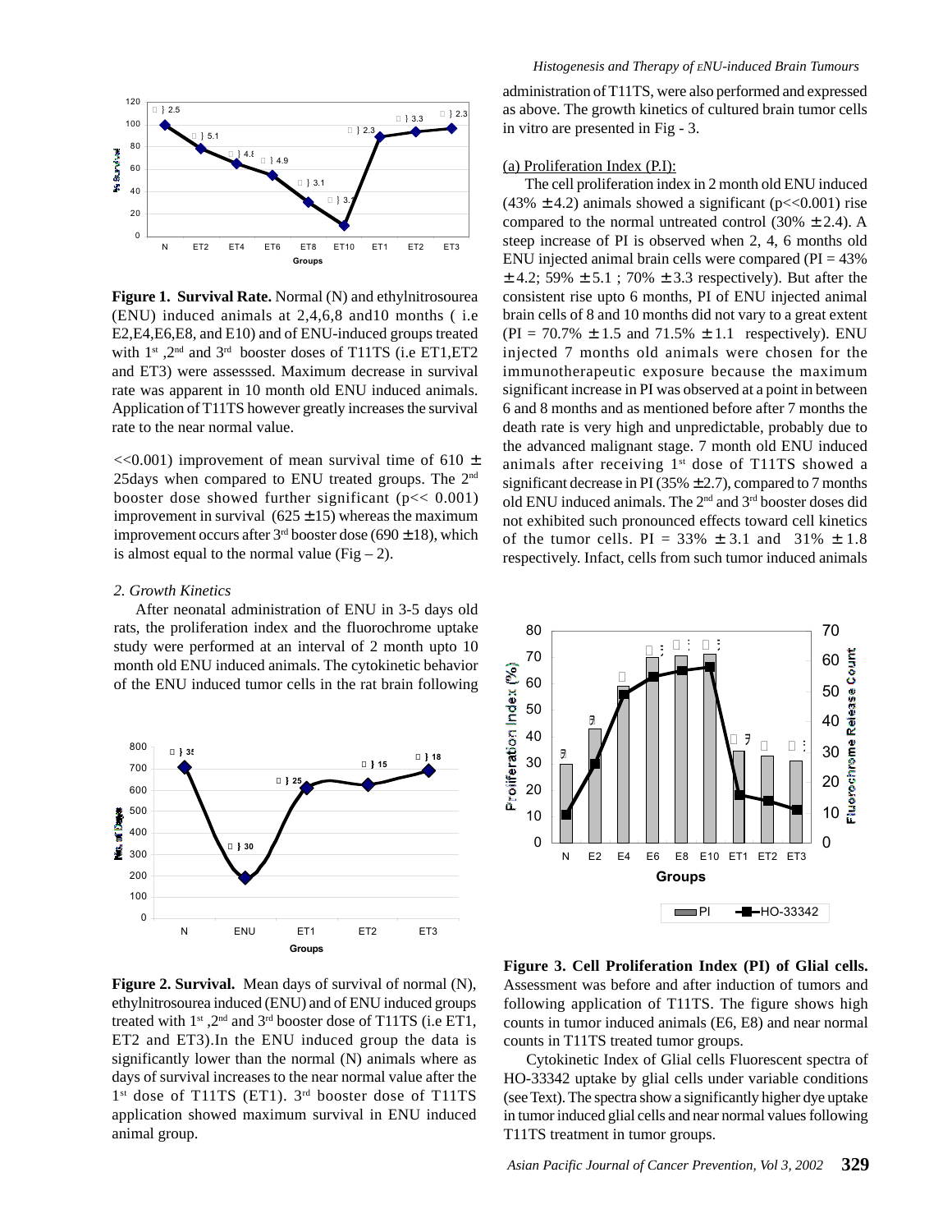**Figure 1. Survival Rate.** Normal (N) and ethylnitrosourea (ENU) induced animals at 2,4,6,8 and10 months ( i.e E2,E4,E6,E8, and E10) and of ENU-induced groups treated with 1st ,2nd and 3rd booster doses of T11TS (i.e ET1,ET2 and ET3) were assesssed. Maximum decrease in survival rate was apparent in 10 month old ENU induced animals. Application of T11TS however greatly increases the survival rate to the near normal value.

<<0.001) improvement of mean survival time of 610 ± 25days when compared to ENU treated groups. The 2nd booster dose showed further significant (p<< 0.001) improvement in survival (625 ± 15) whereas the maximum improvement occurs after 3rd booster dose (690 ± 18), which is almost equal to the normal value (Fig – 2).

**Figure 2. Survival.** Mean days of survival of normal (N), ethylnitrosourea induced (ENU) and of ENU induced groups treated with 1st ,2nd and 3rd booster dose of T11TS (i.e ET1, ET2 and ET3).In the ENU induced group the data is significantly lower than the normal (N) animals where as days of survival increases to the near normal value after the 1st dose of T11TS (ET1). 3rd booster dose of T11TS application showed maximum survival in ENU induced animal group.

*2. Growth Kinetics*

After neonatal administration of ENU in 3-5 days old rats, the proliferation index and the fluorochrome uptake study were performed at an interval of 2 month upto 10 month old ENU induced animals. The cytokinetic behavior of the ENU induced tumor cells in the rat brain following administration of T11TS, were also performed and expressed as above. The growth kinetics of cultured brain tumor cells in vitro are presented in Fig - 3.

(a) Proliferation Index (P.I):

The cell proliferation index in 2 month old ENU induced (43% ± 4.2) animals showed a significant (p<<0.001) rise compared to the normal untreated control (30% ± 2.4). A steep increase of PI is observed when 2, 4, 6 months old ENU injected animal brain cells were compared (PI = 43% ± 4.2; 59% ± 5.1 ; 70% ± 3.3 respectively). But after the consistent rise upto 6 months, PI of ENU injected animal brain cells of 8 and 10 months did not vary to a great extent (PI = 70.7% ± 1.5 and 71.5% ± 1.1 respectively). ENU injected 7 months old animals were chosen for the immunotherapeutic exposure because the maximum significant increase in PI was observed at a point in between 6 and 8 months and as mentioned before after 7 months the death rate is very high and unpredictable, probably due to the advanced malignant stage. 7 month old ENU induced animals after receiving 1st dose of T11TS showed a significant decrease in PI (35% ± 2.7), compared to 7 months old ENU induced animals. The 2nd and 3rd booster doses did not exhibited such pronounced effects toward cell kinetics of the tumor cells. PI = 33% ± 3.1 and 31% ± 1.8 respectively. Infact, cells from such tumor induced animals

**Figure 3. Cell Proliferation Index (PI) of Glial cells.** Assessment was before and after induction of tumors and following application of T11TS. The figure shows high counts in tumor induced animals (E6, E8) and near normal counts in T11TS treated tumor groups.

Cytokinetic Index of Glial cells Fluorescent spectra of HO-33342 uptake by glial cells under variable conditions (see Text). The spectra show a significantly higher dye uptake in tumor induced glial cells and near normal values following T11TS treatment in tumor groups.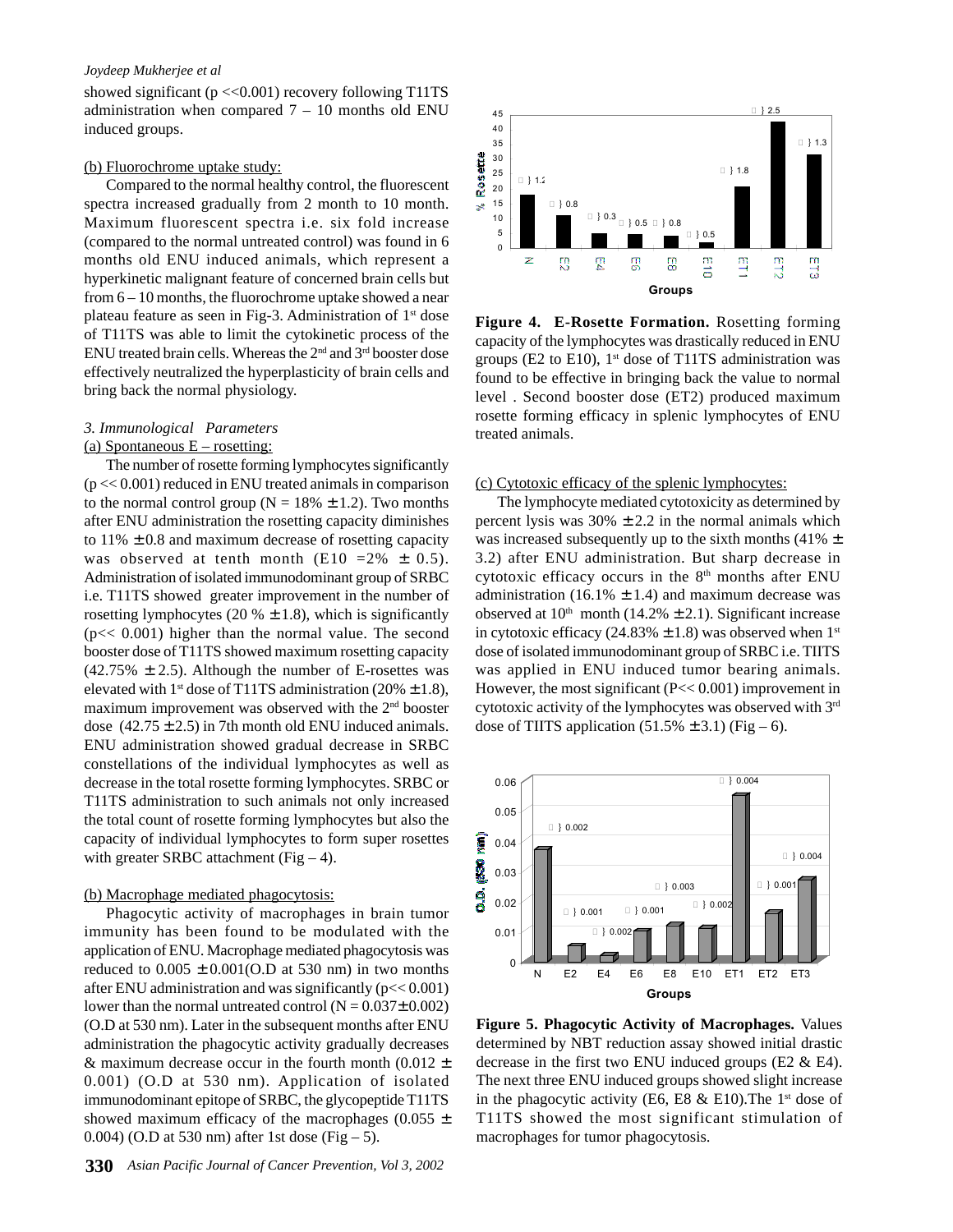showed significant ($p << 0.001$) recovery following T11TS administration when compared 7 – 10 months old ENU induced groups.

(b) Fluorochrome uptake study:

Compared to the normal healthy control, the fluorescent spectra increased gradually from 2 month to 10 month. Maximum fluorescent spectra i.e. six fold increase (compared to the normal untreated control) was found in 6 months old ENU induced animals, which represent a hyperkinetic malignant feature of concerned brain cells but from 6 – 10 months, the fluorochrome uptake showed a near plateau feature as seen in Fig-3. Administration of 1st dose of T11TS was able to limit the cytokinetic process of the ENU treated brain cells. Whereas the 2nd and 3rd booster dose effectively neutralized the hyperplasticity of brain cells and bring back the normal physiology.

*3. Immunological Parameters*

(a) Spontaneous E – rosetting:

The number of rosette forming lymphocytes significantly ($p << 0.001$) reduced in ENU treated animals in comparison to the normal control group (N = 18% ± 1.2). Two months after ENU administration the rosetting capacity diminishes to 11% ± 0.8 and maximum decrease of rosetting capacity was observed at tenth month (E10 = 2% ± 0.5). Administration of isolated immunodominant group of SRBC i.e. T11TS showed greater improvement in the number of rosetting lymphocytes (20 % ± 1.8), which is significantly ($p << 0.001$) higher than the normal value. The second booster dose of T11TS showed maximum rosetting capacity (42.75% ± 2.5). Although the number of E-rosettes was elevated with 1st dose of T11TS administration (20% ± 1.8), maximum improvement was observed with the 2nd booster dose (42.75 ± 2.5) in 7th month old ENU induced animals. ENU administration showed gradual decrease in SRBC constellations of the individual lymphocytes as well as decrease in the total rosette forming lymphocytes. SRBC or T11TS administration to such animals not only increased the total count of rosette forming lymphocytes but also the capacity of individual lymphocytes to form super rosettes with greater SRBC attachment (Fig – 4).

(b) Macrophage mediated phagocytosis:

Phagocytic activity of macrophages in brain tumor immunity has been found to be modulated with the application of ENU. Macrophage mediated phagocytosis was reduced to 0.005 ± 0.001(O.D at 530 nm) in two months after ENU administration and was significantly ($p << 0.001$) lower than the normal untreated control (N = 0.037 ± 0.002) (O.D at 530 nm). Later in the subsequent months after ENU administration the phagocytic activity gradually decreases & maximum decrease occur in the fourth month (0.012 ± 0.001) (O.D at 530 nm). Application of isolated immunodominant epitope of SRBC, the glycopeptide T11TS showed maximum efficacy of the macrophages (0.055 ± 0.004) (O.D at 530 nm) after 1st dose (Fig – 5).

**Figure 4. E-Rosette Formation.** Rosetting forming capacity of the lymphocytes was drastically reduced in ENU groups (E2 to E10), 1st dose of T11TS administration was found to be effective in bringing back the value to normal level . Second booster dose (ET2) produced maximum rosette forming efficacy in splenic lymphocytes of ENU treated animals.

(c) Cytotoxic efficacy of the splenic lymphocytes:

The lymphocyte mediated cytotoxicity as determined by percent lysis was 30% ± 2.2 in the normal animals which was increased subsequently up to the sixth months (41% ± 3.2) after ENU administration. But sharp decrease in cytotoxic efficacy occurs in the 8th months after ENU administration (16.1% ± 1.4) and maximum decrease was observed at 10th month (14.2% ± 2.1). Significant increase in cytotoxic efficacy (24.83% ± 1.8) was observed when 1st dose of isolated immunodominant group of SRBC i.e. TIITS was applied in ENU induced tumor bearing animals. However, the most significant ($P << 0.001$) improvement in cytotoxic activity of the lymphocytes was observed with 3rd dose of TIITS application (51.5% ± 3.1) (Fig – 6).

**Figure 5. Phagocytic Activity of Macrophages.** Values determined by NBT reduction assay showed initial drastic decrease in the first two ENU induced groups (E2 & E4). The next three ENU induced groups showed slight increase in the phagocytic activity (E6, E8 & E10).The 1st dose of T11TS showed the most significant stimulation of macrophages for tumor phagocytosis.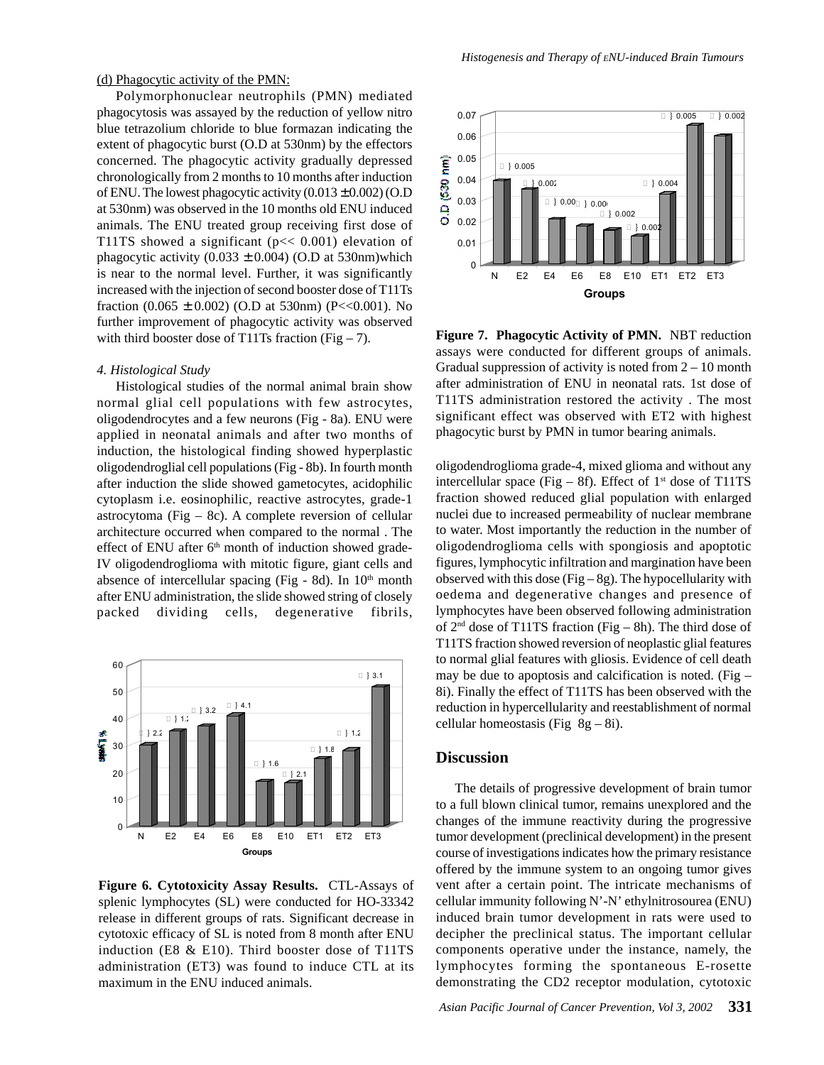(d) Phagocytic activity of the PMN:

Polymorphonuclear neutrophils (PMN) mediated phagocytosis was assayed by the reduction of yellow nitro blue tetrazolium chloride to blue formazan indicating the extent of phagocytic burst (O.D at 530nm) by the effectors concerned. The phagocytic activity gradually depressed chronologically from 2 months to 10 months after induction of ENU. The lowest phagocytic activity ($0.013 \pm 0.002$) (O.D at 530nm) was observed in the 10 months old ENU induced animals. The ENU treated group receiving first dose of T11TS showed a significant ($p << 0.001$) elevation of phagocytic activity ($0.033 \pm 0.004$) (O.D at 530nm)which is near to the normal level. Further, it was significantly increased with the injection of second booster dose of T11Ts fraction ($0.065 \pm 0.002$) (O.D at 530nm) ($P << 0.001$). No further improvement of phagocytic activity was observed with third booster dose of T11Ts fraction (Fig – 7).

*4. Histological Study*

Histological studies of the normal animal brain show normal glial cell populations with few astrocytes, oligodendrocytes and a few neurons (Fig - 8a). ENU were applied in neonatal animals and after two months of induction, the histological finding showed hyperplastic oligodendroglial cell populations (Fig - 8b). In fourth month after induction the slide showed gametocytes, acidophilic cytoplasm i.e. eosinophilic, reactive astrocytes, grade-1 astrocytoma (Fig – 8c). A complete reversion of cellular architecture occurred when compared to the normal . The effect of ENU after 6th month of induction showed grade-IV oligodendroglioma with mitotic figure, giant cells and absence of intercellular spacing (Fig - 8d). In 10th month after ENU administration, the slide showed string of closely packed dividing cells, degenerative fibrils, oligodendroglioma grade-4, mixed glioma and without any intercellular space (Fig – 8f). Effect of 1st dose of T11TS fraction showed reduced glial population with enlarged nuclei due to increased permeability of nuclear membrane to water. Most importantly the reduction in the number of oligodendroglioma cells with spongiosis and apoptotic figures, lymphocytic infiltration and margination have been observed with this dose (Fig – 8g). The hypocellularity with oedema and degenerative changes and presence of lymphocytes have been observed following administration of 2nd dose of T11TS fraction (Fig – 8h). The third dose of T11TS fraction showed reversion of neoplastic glial features to normal glial features with gliosis. Evidence of cell death may be due to apoptosis and calcification is noted. (Fig – 8i). Finally the effect of T11TS has been observed with the reduction in hypercellularity and reestablishment of normal cellular homeostasis (Fig 8g – 8i).

**Figure 6. Cytotoxicity Assay Results.** CTL-Assays of splenic lymphocytes (SL) were conducted for HO-33342 release in different groups of rats. Significant decrease in cytotoxic efficacy of SL is noted from 8 month after ENU induction (E8 & E10). Third booster dose of T11TS administration (ET3) was found to induce CTL at its maximum in the ENU induced animals.

**Figure 7. Phagocytic Activity of PMN.** NBT reduction assays were conducted for different groups of animals. Gradual suppression of activity is noted from 2 – 10 month after administration of ENU in neonatal rats. 1st dose of T11TS administration restored the activity . The most significant effect was observed with ET2 with highest phagocytic burst by PMN in tumor bearing animals.

## Discussion

The details of progressive development of brain tumor to a full blown clinical tumor, remains unexplored and the changes of the immune reactivity during the progressive tumor development (preclinical development) in the present course of investigations indicates how the primary resistance offered by the immune system to an ongoing tumor gives vent after a certain point. The intricate mechanisms of cellular immunity following N'-N' ethylnitrosourea (ENU) induced brain tumor development in rats were used to decipher the preclinical status. The important cellular components operative under the instance, namely, the lymphocytes forming the spontaneous E-rosette demonstrating the CD2 receptor modulation, cytotoxic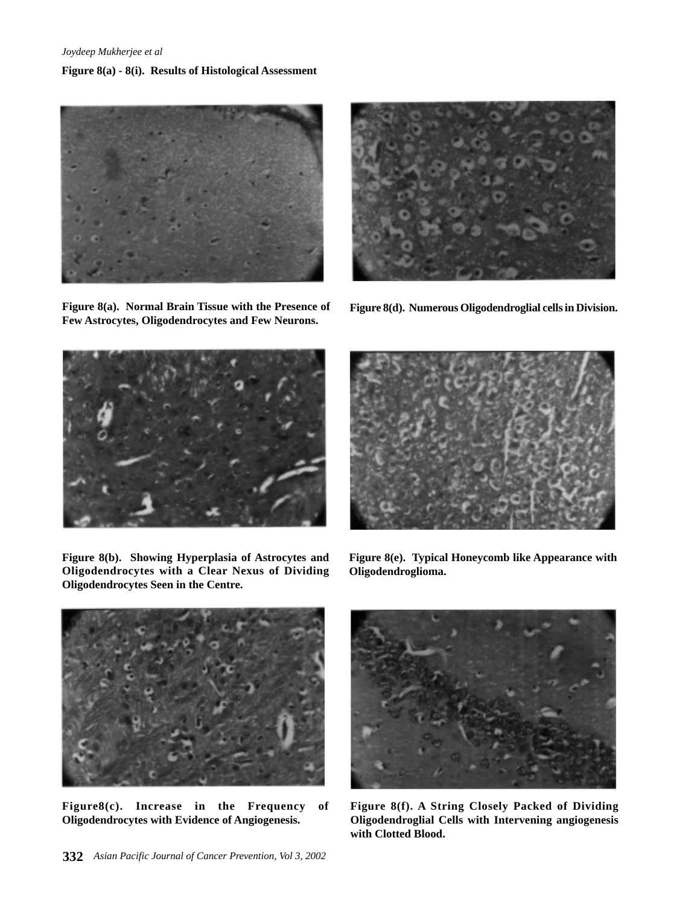**Figure 8(a) - 8(i). Results of Histological Assessment**

**Figure 8(a). Normal Brain Tissue with the Presence of Few Astrocytes, Oligodendrocytes and Few Neurons.**

**Figure 8(b). Showing Hyperplasia of Astrocytes and Oligodendrocytes with a Clear Nexus of Dividing Oligodendrocytes Seen in the Centre.**

**Figure8(c). Increase in the Frequency of Oligodendrocytes with Evidence of Angiogenesis.**

**Figure 8(d). Numerous Oligodendroglial cells in Division.**

**Figure 8(e). Typical Honeycomb like Appearance with Oligodendroglioma.**

**Figure 8(f). A String Closely Packed of Dividing Oligodendroglial Cells with Intervening angiogenesis with Clotted Blood.**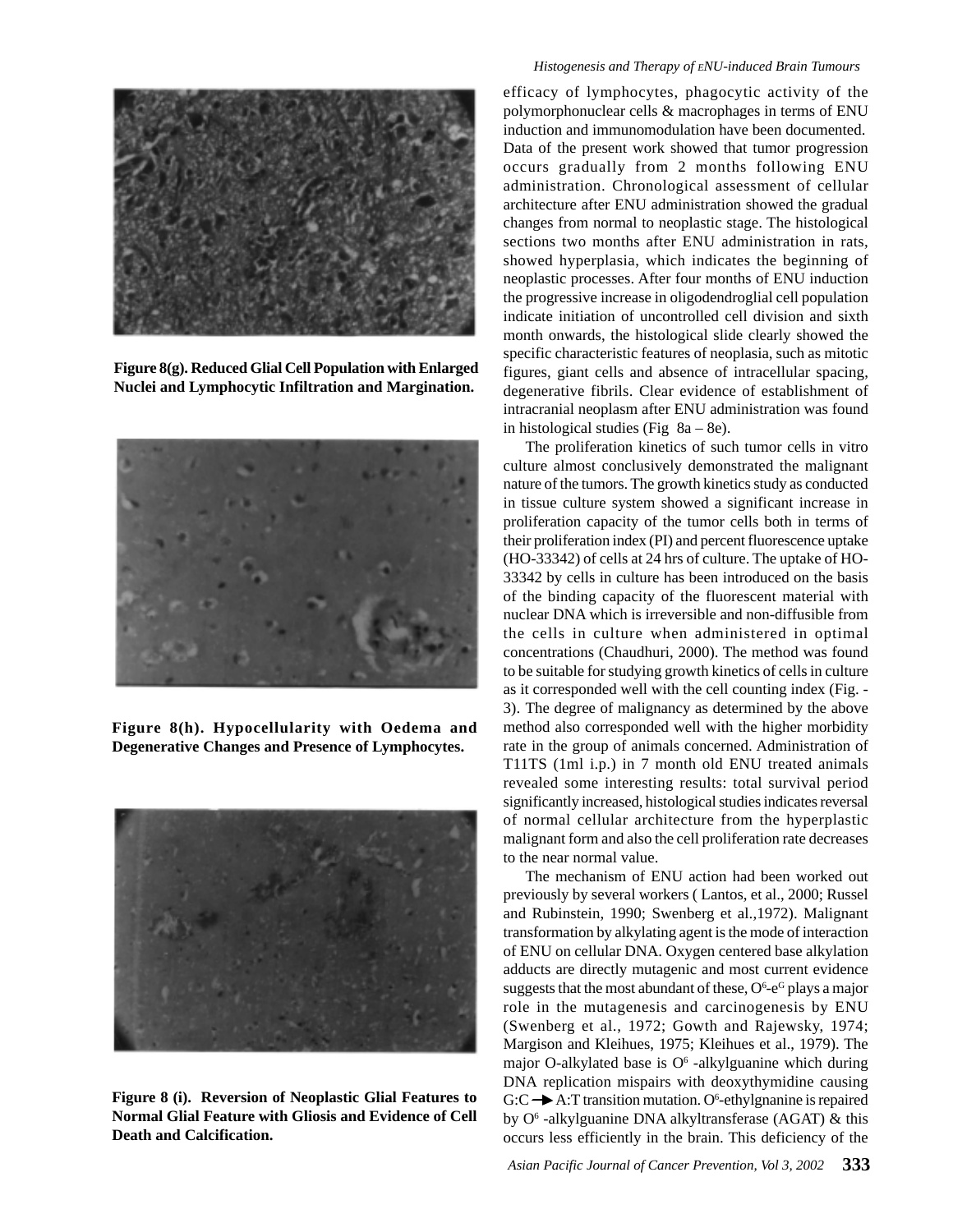Figure 8(g). Reduced Glial Cell Population with Enlarged Nuclei and Lymphocytic Infiltration and Margination.

Figure 8(h). Hypocellularity with Oedema and Degenerative Changes and Presence of Lymphocytes.

Figure 8 (i). Reversion of Neoplastic Glial Features to Normal Glial Feature with Gliosis and Evidence of Cell Death and Calcification.

efficacy of lymphocytes, phagocytic activity of the polymorphonuclear cells & macrophages in terms of ENU induction and immunomodulation have been documented. Data of the present work showed that tumor progression occurs gradually from 2 months following ENU administration. Chronological assessment of cellular architecture after ENU administration showed the gradual changes from normal to neoplastic stage. The histological sections two months after ENU administration in rats, showed hyperplasia, which indicates the beginning of neoplastic processes. After four months of ENU induction the progressive increase in oligodendroglial cell population indicate initiation of uncontrolled cell division and sixth month onwards, the histological slide clearly showed the specific characteristic features of neoplasia, such as mitotic figures, giant cells and absence of intracellular spacing, degenerative fibrils. Clear evidence of establishment of intracranial neoplasm after ENU administration was found in histological studies (Fig 8a – 8e).

The proliferation kinetics of such tumor cells in vitro culture almost conclusively demonstrated the malignant nature of the tumors. The growth kinetics study as conducted in tissue culture system showed a significant increase in proliferation capacity of the tumor cells both in terms of their proliferation index (PI) and percent fluorescence uptake (HO-33342) of cells at 24 hrs of culture. The uptake of HO-33342 by cells in culture has been introduced on the basis of the binding capacity of the fluorescent material with nuclear DNA which is irreversible and non-diffusible from the cells in culture when administered in optimal concentrations (Chaudhuri, 2000). The method was found to be suitable for studying growth kinetics of cells in culture as it corresponded well with the cell counting index (Fig. - 3). The degree of malignancy as determined by the above method also corresponded well with the higher morbidity rate in the group of animals concerned. Administration of T11TS (1ml i.p.) in 7 month old ENU treated animals revealed some interesting results: total survival period significantly increased, histological studies indicates reversal of normal cellular architecture from the hyperplastic malignant form and also the cell proliferation rate decreases to the near normal value.

The mechanism of ENU action had been worked out previously by several workers ( Lantos, et al., 2000; Russel and Rubinstein, 1990; Swenberg et al.,1972). Malignant transformation by alkylating agent is the mode of interaction of ENU on cellular DNA. Oxygen centered base alkylation adducts are directly mutagenic and most current evidence suggests that the most abundant of these, $O^6$-$e^G$ plays a major role in the mutagenesis and carcinogenesis by ENU (Swenberg et al., 1972; Gowth and Rajewsky, 1974; Margison and Kleihues, 1975; Kleihues et al., 1979). The major O-alkylated base is $O^6$ -alkylguanine which during DNA replication mispairs with deoxythymidine causing G:C $\rightarrow$ A:T transition mutation. $O^6$-ethylgnanine is repaired by $O^6$ -alkylguanine DNA alkyltransferase (AGAT) & this occurs less efficiently in the brain. This deficiency of the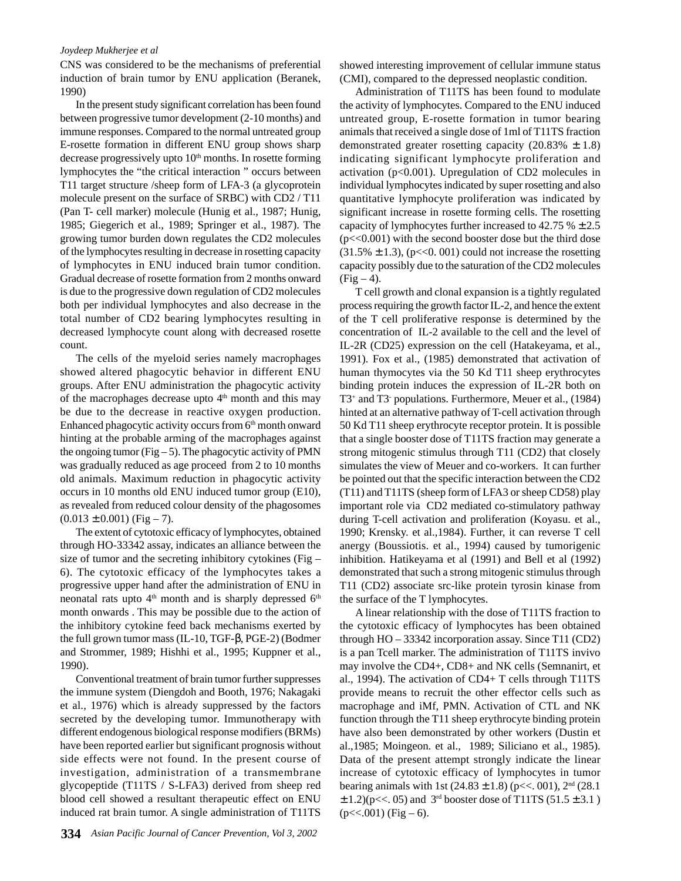CNS was considered to be the mechanisms of preferential induction of brain tumor by ENU application (Beranek, 1990)

In the present study significant correlation has been found between progressive tumor development (2-10 months) and immune responses. Compared to the normal untreated group E-rosette formation in different ENU group shows sharp decrease progressively upto 10th months. In rosette forming lymphocytes the "the critical interaction " occurs between T11 target structure /sheep form of LFA-3 (a glycoprotein molecule present on the surface of SRBC) with CD2 / T11 (Pan T- cell marker) molecule (Hunig et al., 1987; Hunig, 1985; Giegerich et al., 1989; Springer et al., 1987). The growing tumor burden down regulates the CD2 molecules of the lymphocytes resulting in decrease in rosetting capacity of lymphocytes in ENU induced brain tumor condition. Gradual decrease of rosette formation from 2 months onward is due to the progressive down regulation of CD2 molecules both per individual lymphocytes and also decrease in the total number of CD2 bearing lymphocytes resulting in decreased lymphocyte count along with decreased rosette count.

The cells of the myeloid series namely macrophages showed altered phagocytic behavior in different ENU groups. After ENU administration the phagocytic activity of the macrophages decrease upto 4th month and this may be due to the decrease in reactive oxygen production. Enhanced phagocytic activity occurs from 6th month onward hinting at the probable arming of the macrophages against the ongoing tumor (Fig – 5). The phagocytic activity of PMN was gradually reduced as age proceed from 2 to 10 months old animals. Maximum reduction in phagocytic activity occurs in 10 months old ENU induced tumor group (E10), as revealed from reduced colour density of the phagosomes $(0.013 \pm 0.001)$ (Fig – 7).

The extent of cytotoxic efficacy of lymphocytes, obtained through HO-33342 assay, indicates an alliance between the size of tumor and the secreting inhibitory cytokines (Fig – 6). The cytotoxic efficacy of the lymphocytes takes a progressive upper hand after the administration of ENU in neonatal rats upto 4th month and is sharply depressed 6th month onwards . This may be possible due to the action of the inhibitory cytokine feed back mechanisms exerted by the full grown tumor mass (IL-10, TGF-β, PGE-2) (Bodmer and Strommer, 1989; Hishhi et al., 1995; Kuppner et al., 1990).

Conventional treatment of brain tumor further suppresses the immune system (Diengdoh and Booth, 1976; Nakagaki et al., 1976) which is already suppressed by the factors secreted by the developing tumor. Immunotherapy with different endogenous biological response modifiers (BRMs) have been reported earlier but significant prognosis without side effects were not found. In the present course of investigation, administration of a transmembrane glycopeptide (T11TS / S-LFA3) derived from sheep red blood cell showed a resultant therapeutic effect on ENU induced rat brain tumor. A single administration of T11TS showed interesting improvement of cellular immune status (CMI), compared to the depressed neoplastic condition.

Administration of T11TS has been found to modulate the activity of lymphocytes. Compared to the ENU induced untreated group, E-rosette formation in tumor bearing animals that received a single dose of 1ml of T11TS fraction demonstrated greater rosetting capacity $(20.83\% \pm 1.8)$ indicating significant lymphocyte proliferation and activation $(p<0.001)$. Upregulation of CD2 molecules in individual lymphocytes indicated by super rosetting and also quantitative lymphocyte proliferation was indicated by significant increase in rosette forming cells. The rosetting capacity of lymphocytes further increased to $42.75\,\% \pm 2.5$ $(p<<0.001)$ with the second booster dose but the third dose $(31.5\% \pm 1.3)$, $(p<<0.001)$ could not increase the rosetting capacity possibly due to the saturation of the CD2 molecules (Fig – 4).

T cell growth and clonal expansion is a tightly regulated process requiring the growth factor IL-2, and hence the extent of the T cell proliferative response is determined by the concentration of IL-2 available to the cell and the level of IL-2R (CD25) expression on the cell (Hatakeyama, et al., 1991). Fox et al., (1985) demonstrated that activation of human thymocytes via the 50 Kd T11 sheep erythrocytes binding protein induces the expression of IL-2R both on $T3^+$ and $T3^-$ populations. Furthermore, Meuer et al., (1984) hinted at an alternative pathway of T-cell activation through 50 Kd T11 sheep erythrocyte receptor protein. It is possible that a single booster dose of T11TS fraction may generate a strong mitogenic stimulus through T11 (CD2) that closely simulates the view of Meuer and co-workers. It can further be pointed out that the specific interaction between the CD2 (T11) and T11TS (sheep form of LFA3 or sheep CD58) play important role via CD2 mediated co-stimulatory pathway during T-cell activation and proliferation (Koyasu. et al., 1990; Krensky. et al.,1984). Further, it can reverse T cell anergy (Boussiotis. et al., 1994) caused by tumorigenic inhibition. Hatikeyama et al (1991) and Bell et al (1992) demonstrated that such a strong mitogenic stimulus through T11 (CD2) associate src-like protein tyrosin kinase from the surface of the T lymphocytes.

A linear relationship with the dose of T11TS fraction to the cytotoxic efficacy of lymphocytes has been obtained through HO – 33342 incorporation assay. Since T11 (CD2) is a pan Tcell marker. The administration of T11TS invivo may involve the CD4+, CD8+ and NK cells (Semnanirt, et al., 1994). The activation of CD4+ T cells through T11TS provide means to recruit the other effector cells such as macrophage and iMf, PMN. Activation of CTL and NK function through the T11 sheep erythrocyte binding protein have also been demonstrated by other workers (Dustin et al.,1985; Moingeon. et al., 1989; Siliciano et al., 1985). Data of the present attempt strongly indicate the linear increase of cytotoxic efficacy of lymphocytes in tumor bearing animals with 1st $(24.83 \pm 1.8)$ $(p<<.001)$, 2nd $(28.1 \pm 1.2)$ $(p<<.05)$ and 3rd booster dose of T11TS $(51.5 \pm 3.1)$ $(p<<.001)$ (Fig – 6).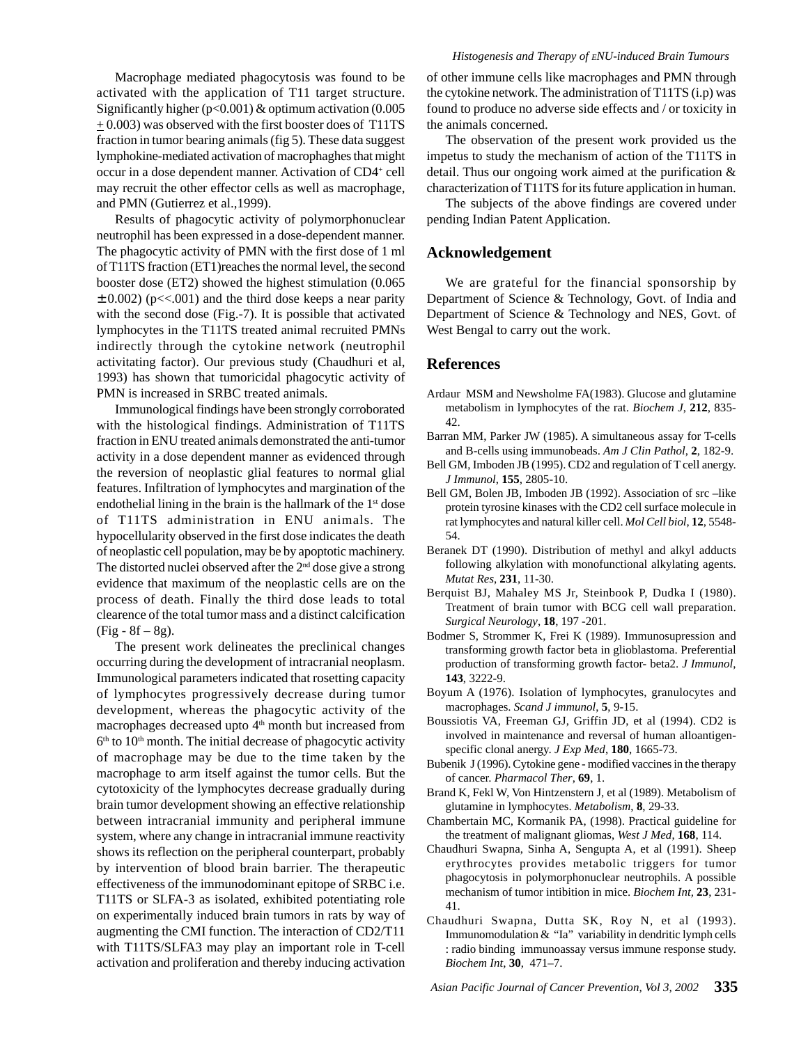Macrophage mediated phagocytosis was found to be activated with the application of T11 target structure. Significantly higher ($p<0.001$) & optimum activation ($0.005 \pm 0.003$) was observed with the first booster does of T11TS fraction in tumor bearing animals (fig 5). These data suggest lymphokine-mediated activation of macrophaghes that might occur in a dose dependent manner. Activation of $CD4^+$ cell may recruit the other effector cells as well as macrophage, and PMN (Gutierrez et al.,1999).

Results of phagocytic activity of polymorphonuclear neutrophil has been expressed in a dose-dependent manner. The phagocytic activity of PMN with the first dose of 1 ml of T11TS fraction (ET1)reaches the normal level, the second booster dose (ET2) showed the highest stimulation ($0.065 \pm 0.002$) ($p<<.001$) and the third dose keeps a near parity with the second dose (Fig.-7). It is possible that activated lymphocytes in the T11TS treated animal recruited PMNs indirectly through the cytokine network (neutrophil activitating factor). Our previous study (Chaudhuri et al, 1993) has shown that tumoricidal phagocytic activity of PMN is increased in SRBC treated animals.

Immunological findings have been strongly corroborated with the histological findings. Administration of T11TS fraction in ENU treated animals demonstrated the anti-tumor activity in a dose dependent manner as evidenced through the reversion of neoplastic glial features to normal glial features. Infiltration of lymphocytes and margination of the endothelial lining in the brain is the hallmark of the 1st dose of T11TS administration in ENU animals. The hypocellularity observed in the first dose indicates the death of neoplastic cell population, may be by apoptotic machinery. The distorted nuclei observed after the 2nd dose give a strong evidence that maximum of the neoplastic cells are on the process of death. Finally the third dose leads to total clearence of the total tumor mass and a distinct calcification (Fig - 8f – 8g).

The present work delineates the preclinical changes occurring during the development of intracranial neoplasm. Immunological parameters indicated that rosetting capacity of lymphocytes progressively decrease during tumor development, whereas the phagocytic activity of the macrophages decreased upto 4th month but increased from 6th to 10th month. The initial decrease of phagocytic activity of macrophage may be due to the time taken by the macrophage to arm itself against the tumor cells. But the cytotoxicity of the lymphocytes decrease gradually during brain tumor development showing an effective relationship between intracranial immunity and peripheral immune system, where any change in intracranial immune reactivity shows its reflection on the peripheral counterpart, probably by intervention of blood brain barrier. The therapeutic effectiveness of the immunodominant epitope of SRBC i.e. T11TS or SLFA-3 as isolated, exhibited potentiating role on experimentally induced brain tumors in rats by way of augmenting the CMI function. The interaction of CD2/T11 with T11TS/SLFA3 may play an important role in T-cell activation and proliferation and thereby inducing activation of other immune cells like macrophages and PMN through the cytokine network. The administration of T11TS (i.p) was found to produce no adverse side effects and / or toxicity in the animals concerned.

The observation of the present work provided us the impetus to study the mechanism of action of the T11TS in detail. Thus our ongoing work aimed at the purification & characterization of T11TS for its future application in human.

The subjects of the above findings are covered under pending Indian Patent Application.

## Acknowledgement

We are grateful for the financial sponsorship by Department of Science & Technology, Govt. of India and Department of Science & Technology and NES, Govt. of West Bengal to carry out the work.

## References

Ardaur MSM and Newsholme FA(1983). Glucose and glutamine metabolism in lymphocytes of the rat. *Biochem J*, **212**, 835-42.

Barran MM, Parker JW (1985). A simultaneous assay for T-cells and B-cells using immunobeads. *Am J Clin Pathol*, **2**, 182-9.

Bell GM, Imboden JB (1995). CD2 and regulation of T cell anergy. *J Immunol*, **155**, 2805-10.

Bell GM, Bolen JB, Imboden JB (1992). Association of src –like protein tyrosine kinases with the CD2 cell surface molecule in rat lymphocytes and natural killer cell. *Mol Cell biol*, **12**, 5548-54.

Beranek DT (1990). Distribution of methyl and alkyl adducts following alkylation with monofunctional alkylating agents. *Mutat Res*, **231**, 11-30.

Berquist BJ, Mahaley MS Jr, Steinbook P, Dudka I (1980). Treatment of brain tumor with BCG cell wall preparation. *Surgical Neurology*, **18**, 197 -201.

Bodmer S, Strommer K, Frei K (1989). Immunosupression and transforming growth factor beta in glioblastoma. Preferential production of transforming growth factor- beta2. *J Immunol*, **143**, 3222-9.

Boyum A (1976). Isolation of lymphocytes, granulocytes and macrophages. *Scand J immunol*, **5**, 9-15.

Boussiotis VA, Freeman GJ, Griffin JD, et al (1994). CD2 is involved in maintenance and reversal of human alloantigen-specific clonal anergy. *J Exp Med*, **180**, 1665-73.

Bubenik J (1996). Cytokine gene - modified vaccines in the therapy of cancer. *Pharmacol Ther*, **69**, 1.

Brand K, Fekl W, Von Hintzenstern J, et al (1989). Metabolism of glutamine in lymphocytes. *Metabolism*, **8**, 29-33.

Chambertain MC, Kormanik PA, (1998). Practical guideline for the treatment of malignant gliomas, *West J Med*, **168**, 114.

Chaudhuri Swapna, Sinha A, Sengupta A, et al (1991). Sheep erythrocytes provides metabolic triggers for tumor phagocytosis in polymorphonuclear neutrophils. A possible mechanism of tumor intibition in mice. *Biochem Int*, **23**, 231-41.

Chaudhuri Swapna, Dutta SK, Roy N, et al (1993). Immunomodulation & "Ia" variability in dendritic lymph cells : radio binding immunoassay versus immune response study. *Biochem Int*, **30**, 471–7.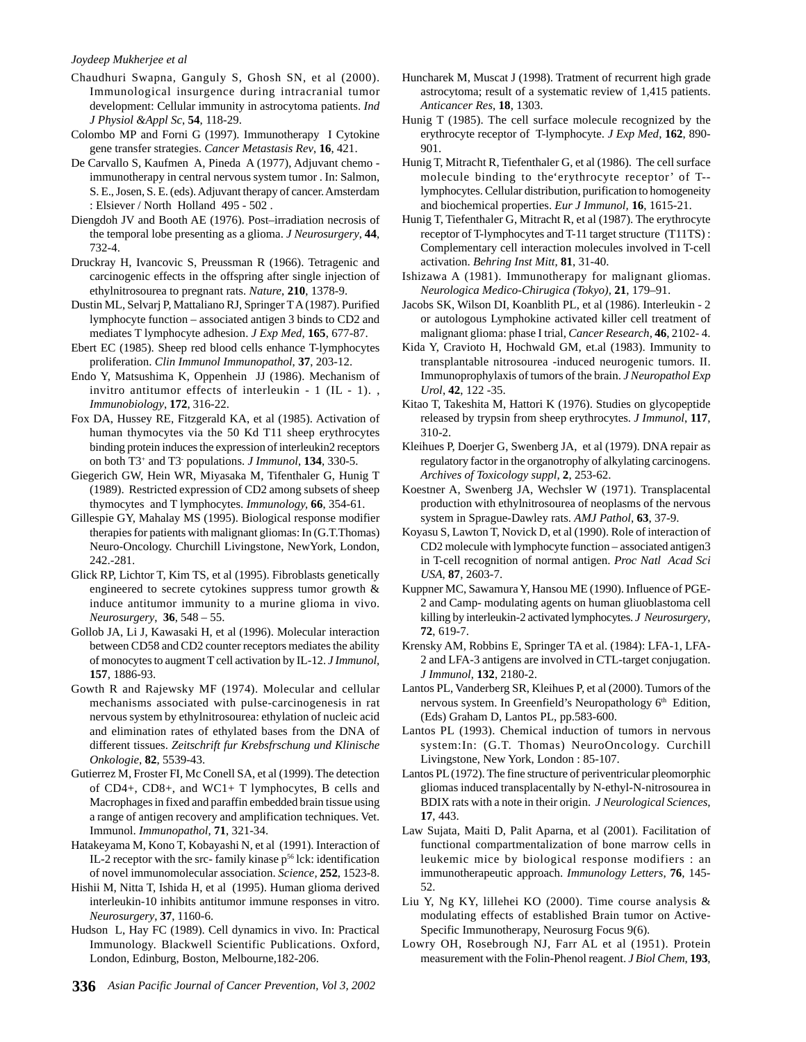Chaudhuri Swapna, Ganguly S, Ghosh SN, et al (2000). Immunological insurgence during intracranial tumor development: Cellular immunity in astrocytoma patients. *Ind J Physiol &Appl Sc*, **54**, 118-29.

Colombo MP and Forni G (1997). Immunotherapy I Cytokine gene transfer strategies. *Cancer Metastasis Rev*, **16**, 421.

De Carvallo S, Kaufmen A, Pineda A (1977), Adjuvant chemo - immunotherapy in central nervous system tumor . In: Salmon, S. E., Josen, S. E. (eds). Adjuvant therapy of cancer. Amsterdam : Elsiever / North Holland 495 - 502 .

Diengdoh JV and Booth AE (1976). Post–irradiation necrosis of the temporal lobe presenting as a glioma. *J Neurosurgery*, **44**, 732-4.

Druckray H, Ivancovic S, Preussman R (1966). Tetragenic and carcinogenic effects in the offspring after single injection of ethylnitrosourea to pregnant rats. *Nature*, **210**, 1378-9.

Dustin ML, Selvarj P, Mattaliano RJ, Springer T A (1987). Purified lymphocyte function – associated antigen 3 binds to CD2 and mediates T lymphocyte adhesion. *J Exp Med*, **165**, 677-87.

Ebert EC (1985). Sheep red blood cells enhance T-lymphocytes proliferation. *Clin Immunol Immunopathol*, **37**, 203-12.

Endo Y, Matsushima K, Oppenhein JJ (1986). Mechanism of invitro antitumor effects of interleukin - 1 (IL - 1). , *Immunobiology*, **172**, 316-22.

Fox DA, Hussey RE, Fitzgerald KA, et al (1985). Activation of human thymocytes via the 50 Kd T11 sheep erythrocytes binding protein induces the expression of interleukin2 receptors on both $T3^+$ and $T3^-$ populations. *J Immunol*, **134**, 330-5.

Giegerich GW, Hein WR, Miyasaka M, Tifenthaler G, Hunig T (1989). Restricted expression of CD2 among subsets of sheep thymocytes and T lymphocytes. *Immunology*, **66**, 354-61.

Gillespie GY, Mahalay MS (1995). Biological response modifier therapies for patients with malignant gliomas: In (G.T.Thomas) Neuro-Oncology. Churchill Livingstone, NewYork, London, 242.-281.

Glick RP, Lichtor T, Kim TS, et al (1995). Fibroblasts genetically engineered to secrete cytokines suppress tumor growth & induce antitumor immunity to a murine glioma in vivo. *Neurosurgery*, **36**, 548 – 55.

Gollob JA, Li J, Kawasaki H, et al (1996). Molecular interaction between CD58 and CD2 counter receptors mediates the ability of monocytes to augment T cell activation by IL-12. *J Immunol*, **157**, 1886-93.

Gowth R and Rajewsky MF (1974). Molecular and cellular mechanisms associated with pulse-carcinogenesis in rat nervous system by ethylnitrosourea: ethylation of nucleic acid and elimination rates of ethylated bases from the DNA of different tissues. *Zeitschrift fur Krebsfrschung und Klinische Onkologie*, **82**, 5539-43.

Gutierrez M, Froster FI, Mc Conell SA, et al (1999). The detection of CD4+, CD8+, and WC1+ T lymphocytes, B cells and Macrophages in fixed and paraffin embedded brain tissue using a range of antigen recovery and amplification techniques. Vet. Immunol. *Immunopathol*, **71**, 321-34.

Hatakeyama M, Kono T, Kobayashi N, et al (1991). Interaction of IL-2 receptor with the src- family kinase $p^{56}$ lck: identification of novel immunomolecular association. *Science*, **252**, 1523-8.

Hishii M, Nitta T, Ishida H, et al (1995). Human glioma derived interleukin-10 inhibits antitumor immune responses in vitro. *Neurosurgery*, **37**, 1160-6.

Hudson L, Hay FC (1989). Cell dynamics in vivo. In: Practical Immunology. Blackwell Scientific Publications. Oxford, London, Edinburg, Boston, Melbourne,182-206.

Huncharek M, Muscat J (1998). Tratment of recurrent high grade astrocytoma; result of a systematic review of 1,415 patients. *Anticancer Res*, **18**, 1303.

Hunig T (1985). The cell surface molecule recognized by the erythrocyte receptor of T-lymphocyte. *J Exp Med*, **162**, 890-901.

Hunig T, Mitracht R, Tiefenthaler G, et al (1986). The cell surface molecule binding to the'erythrocyte receptor' of T--lymphocytes. Cellular distribution, purification to homogeneity and biochemical properties. *Eur J Immunol*, **16**, 1615-21.

Hunig T, Tiefenthaler G, Mitracht R, et al (1987). The erythrocyte receptor of T-lymphocytes and T-11 target structure (T11TS) : Complementary cell interaction molecules involved in T-cell activation. *Behring Inst Mitt*, **81**, 31-40.

Ishizawa A (1981). Immunotherapy for malignant gliomas. *Neurologica Medico-Chirugica (Tokyo)*, **21**, 179–91.

Jacobs SK, Wilson DI, Koanblith PL, et al (1986). Interleukin - 2 or autologous Lymphokine activated killer cell treatment of malignant glioma: phase I trial, *Cancer Research*, **46**, 2102- 4.

Kida Y, Cravioto H, Hochwald GM, et.al (1983). Immunity to transplantable nitrosourea -induced neurogenic tumors. II. Immunoprophylaxis of tumors of the brain. *J Neuropathol Exp Urol*, **42**, 122 -35.

Kitao T, Takeshita M, Hattori K (1976). Studies on glycopeptide released by trypsin from sheep erythrocytes. *J Immunol*, **117**, 310-2.

Kleihues P, Doerjer G, Swenberg JA, et al (1979). DNA repair as regulatory factor in the organotrophy of alkylating carcinogens. *Archives of Toxicology suppl*, **2**, 253-62.

Koestner A, Swenberg JA, Wechsler W (1971). Transplacental production with ethylnitrosourea of neoplasms of the nervous system in Sprague-Dawley rats. *AMJ Pathol*, **63**, 37-9.

Koyasu S, Lawton T, Novick D, et al (1990). Role of interaction of CD2 molecule with lymphocyte function – associated antigen3 in T-cell recognition of normal antigen. *Proc Natl Acad Sci USA*, **87**, 2603-7.

Kuppner MC, Sawamura Y, Hansou ME (1990). Influence of PGE-2 and Camp- modulating agents on human gliuoblastoma cell killing by interleukin-2 activated lymphocytes. *J Neurosurgery*, **72**, 619-7.

Krensky AM, Robbins E, Springer TA et al. (1984): LFA-1, LFA-2 and LFA-3 antigens are involved in CTL-target conjugation. *J Immunol*, **132**, 2180-2.

Lantos PL, Vanderberg SR, Kleihues P, et al (2000). Tumors of the nervous system. In Greenfield's Neuropathology 6th Edition, (Eds) Graham D, Lantos PL, pp.583-600.

Lantos PL (1993). Chemical induction of tumors in nervous system:In: (G.T. Thomas) NeuroOncology. Curchill Livingstone, New York, London : 85-107.

Lantos PL (1972). The fine structure of periventricular pleomorphic gliomas induced transplacentally by N-ethyl-N-nitrosourea in BDIX rats with a note in their origin. *J Neurological Sciences*, **17**, 443.

Law Sujata, Maiti D, Palit Aparna, et al (2001). Facilitation of functional compartmentalization of bone marrow cells in leukemic mice by biological response modifiers : an immunotherapeutic approach. *Immunology Letters*, **76**, 145-52.

Liu Y, Ng KY, lillehei KO (2000). Time course analysis & modulating effects of established Brain tumor on Active-Specific Immunotherapy, Neurosurg Focus 9(6).

Lowry OH, Rosebrough NJ, Farr AL et al (1951). Protein measurement with the Folin-Phenol reagent. *J Biol Chem*, **193**,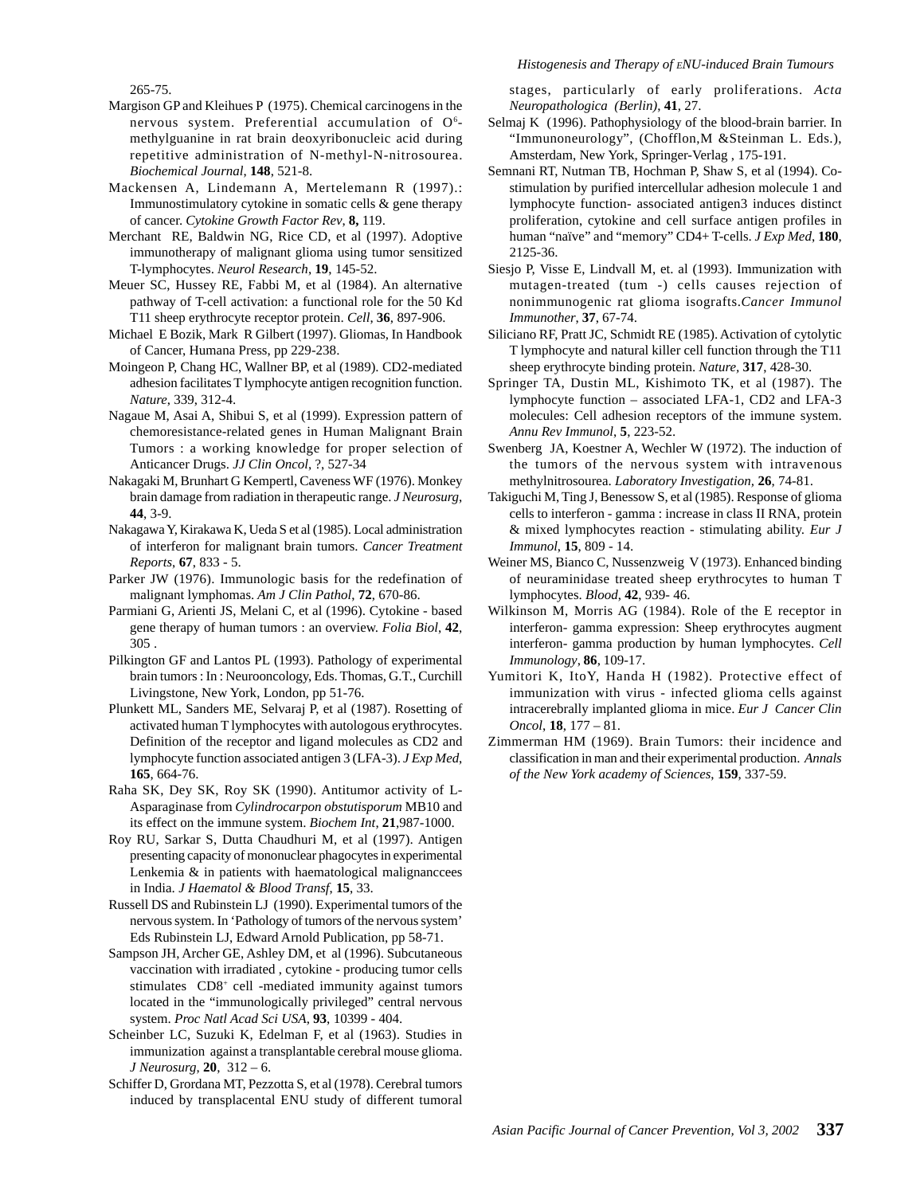265-75.

Margison GP and Kleihues P (1975). Chemical carcinogens in the nervous system. Preferential accumulation of $O^6$-methylguanine in rat brain deoxyribonucleic acid during repetitive administration of N-methyl-N-nitrosourea. *Biochemical Journal*, **148**, 521-8.

Mackensen A, Lindemann A, Mertelemann R (1997).: Immunostimulatory cytokine in somatic cells & gene therapy of cancer. *Cytokine Growth Factor Rev*, **8,** 119.

Merchant RE, Baldwin NG, Rice CD, et al (1997). Adoptive immunotherapy of malignant glioma using tumor sensitized T-lymphocytes. *Neurol Research*, **19**, 145-52.

Meuer SC, Hussey RE, Fabbi M, et al (1984). An alternative pathway of T-cell activation: a functional role for the 50 Kd T11 sheep erythrocyte receptor protein. *Cell*, **36**, 897-906.

Michael E Bozik, Mark R Gilbert (1997). Gliomas, In Handbook of Cancer, Humana Press, pp 229-238.

Moingeon P, Chang HC, Wallner BP, et al (1989). CD2-mediated adhesion facilitates T lymphocyte antigen recognition function. *Nature*, 339, 312-4.

Nagaue M, Asai A, Shibui S, et al (1999). Expression pattern of chemoresistance-related genes in Human Malignant Brain Tumors : a working knowledge for proper selection of Anticancer Drugs. *JJ Clin Oncol*, ?, 527-34

Nakagaki M, Brunhart G Kempertl, Caveness WF (1976). Monkey brain damage from radiation in therapeutic range. *J Neurosurg*, **44**, 3-9.

Nakagawa Y, Kirakawa K, Ueda S et al (1985). Local administration of interferon for malignant brain tumors. *Cancer Treatment Reports*, **67**, 833 - 5.

Parker JW (1976). Immunologic basis for the redefination of malignant lymphomas. *Am J Clin Pathol*, **72**, 670-86.

Parmiani G, Arienti JS, Melani C, et al (1996). Cytokine - based gene therapy of human tumors : an overview. *Folia Biol*, **42**, 305 .

Pilkington GF and Lantos PL (1993). Pathology of experimental brain tumors : In : Neurooncology, Eds. Thomas, G.T., Curchill Livingstone, New York, London, pp 51-76.

Plunkett ML, Sanders ME, Selvaraj P, et al (1987). Rosetting of activated human T lymphocytes with autologous erythrocytes. Definition of the receptor and ligand molecules as CD2 and lymphocyte function associated antigen 3 (LFA-3). *J Exp Med*, **165**, 664-76.

Raha SK, Dey SK, Roy SK (1990). Antitumor activity of L-Asparaginase from *Cylindrocarpon obstutisporum* MB10 and its effect on the immune system. *Biochem Int*, **21**,987-1000.

Roy RU, Sarkar S, Dutta Chaudhuri M, et al (1997). Antigen presenting capacity of mononuclear phagocytes in experimental Lenkemia & in patients with haematological malignanccees in India. *J Haematol & Blood Transf*, **15**, 33.

Russell DS and Rubinstein LJ (1990). Experimental tumors of the nervous system. In 'Pathology of tumors of the nervous system' Eds Rubinstein LJ, Edward Arnold Publication, pp 58-71.

Sampson JH, Archer GE, Ashley DM, et al (1996). Subcutaneous vaccination with irradiated , cytokine - producing tumor cells stimulates $CD8^+$ cell -mediated immunity against tumors located in the "immunologically privileged" central nervous system. *Proc Natl Acad Sci USA*, **93**, 10399 - 404.

Scheinber LC, Suzuki K, Edelman F, et al (1963). Studies in immunization against a transplantable cerebral mouse glioma. *J Neurosurg*, **20**, 312 – 6.

Schiffer D, Grordana MT, Pezzotta S, et al (1978). Cerebral tumors induced by transplacental ENU study of different tumoral stages, particularly of early proliferations. *Acta Neuropathologica (Berlin)*, **41**, 27.

Selmaj K (1996). Pathophysiology of the blood-brain barrier. In "Immunoneurology", (Chofflon,M &Steinman L. Eds.), Amsterdam, New York, Springer-Verlag , 175-191.

Semnani RT, Nutman TB, Hochman P, Shaw S, et al (1994). Co-stimulation by purified intercellular adhesion molecule 1 and lymphocyte function- associated antigen3 induces distinct proliferation, cytokine and cell surface antigen profiles in human "naïve" and "memory" CD4+ T-cells. *J Exp Med*, **180**, 2125-36.

Siesjo P, Visse E, Lindvall M, et. al (1993). Immunization with mutagen-treated (tum -) cells causes rejection of nonimmunogenic rat glioma isografts.*Cancer Immunol Immunother*, **37**, 67-74.

Siliciano RF, Pratt JC, Schmidt RE (1985). Activation of cytolytic T lymphocyte and natural killer cell function through the T11 sheep erythrocyte binding protein. *Nature*, **317**, 428-30.

Springer TA, Dustin ML, Kishimoto TK, et al (1987). The lymphocyte function – associated LFA-1, CD2 and LFA-3 molecules: Cell adhesion receptors of the immune system. *Annu Rev Immunol*, **5**, 223-52.

Swenberg JA, Koestner A, Wechler W (1972). The induction of the tumors of the nervous system with intravenous methylnitrosourea. *Laboratory Investigation*, **26**, 74-81.

Takiguchi M, Ting J, Benessow S, et al (1985). Response of glioma cells to interferon - gamma : increase in class II RNA, protein & mixed lymphocytes reaction - stimulating ability. *Eur J Immunol*, **15**, 809 - 14.

Weiner MS, Bianco C, Nussenzweig V (1973). Enhanced binding of neuraminidase treated sheep erythrocytes to human T lymphocytes. *Blood*, **42**, 939- 46.

Wilkinson M, Morris AG (1984). Role of the E receptor in interferon- gamma expression: Sheep erythrocytes augment interferon- gamma production by human lymphocytes. *Cell Immunology*, **86**, 109-17.

Yumitori K, ItoY, Handa H (1982). Protective effect of immunization with virus - infected glioma cells against intracerebrally implanted glioma in mice. *Eur J Cancer Clin Oncol*, **18**, 177 – 81.

Zimmerman HM (1969). Brain Tumors: their incidence and classification in man and their experimental production. *Annals of the New York academy of Sciences*, **159**, 337-59.